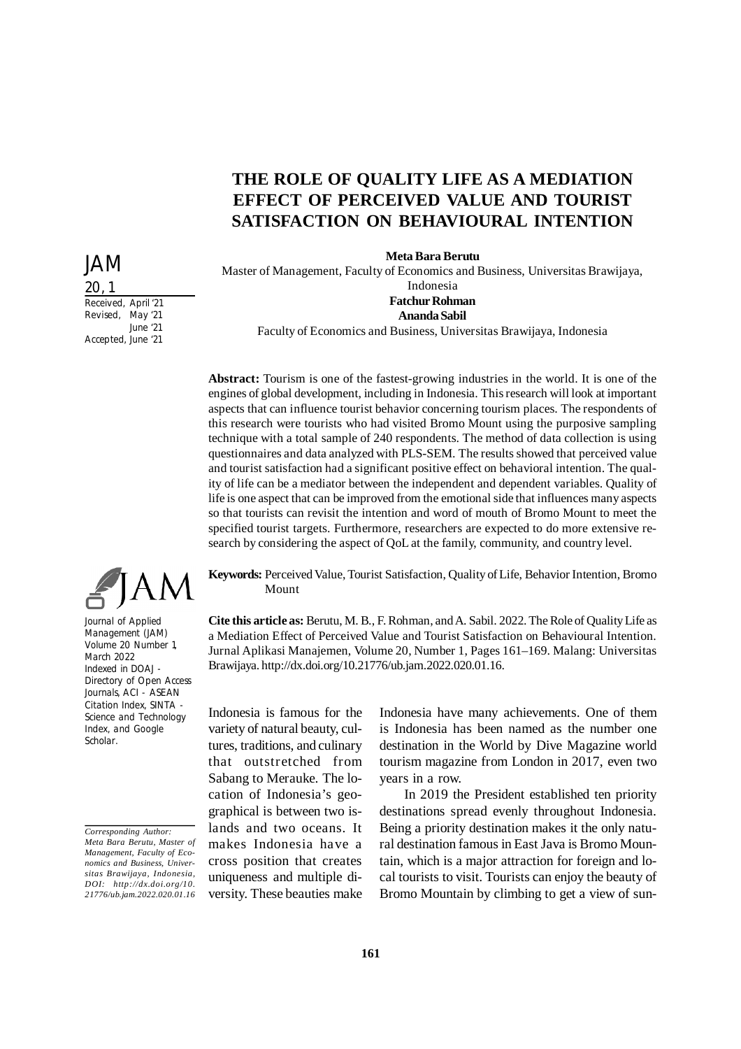# THE ROLE OF QUALITY LIFE AS A MEDIATION EFFECT OF PERCEIVED VALUE AND TOURIST SATISFACTION ON BEHAVIOURAL INTENTION

JAM
20, 1

Received, April '21
Revised, May '21
June '21
Accepted, June '21

**Meta Bara Berutu**
Master of Management, Faculty of Economics and Business, Universitas Brawijaya, Indonesia
**Fatchur Rohman**
**Ananda Sabil**
Faculty of Economics and Business, Universitas Brawijaya, Indonesia

**Abstract:** Tourism is one of the fastest-growing industries in the world. It is one of the engines of global development, including in Indonesia. This research will look at important aspects that can influence tourist behavior concerning tourism places. The respondents of this research were tourists who had visited Bromo Mount using the purposive sampling technique with a total sample of 240 respondents. The method of data collection is using questionnaires and data analyzed with PLS-SEM. The results showed that perceived value and tourist satisfaction had a significant positive effect on behavioral intention. The quality of life can be a mediator between the independent and dependent variables. Quality of life is one aspect that can be improved from the emotional side that influences many aspects so that tourists can revisit the intention and word of mouth of Bromo Mount to meet the specified tourist targets. Furthermore, researchers are expected to do more extensive research by considering the aspect of QoL at the family, community, and country level.

**Keywords:** Perceived Value, Tourist Satisfaction, Quality of Life, Behavior Intention, Bromo Mount

Journal of Applied Management (JAM) Volume 20 Number 1, March 2022 Indexed in DOAJ - Directory of Open Access Journals, ACI - ASEAN Citation Index, SINTA - Science and Technology Index, and Google Scholar.

**Cite this article as:** Berutu, M. B., F. Rohman, and A. Sabil. 2022. The Role of Quality Life as a Mediation Effect of Perceived Value and Tourist Satisfaction on Behavioural Intention. Jurnal Aplikasi Manajemen, Volume 20, Number 1, Pages 161–169. Malang: Universitas Brawijaya. http://dx.doi.org/10.21776/ub.jam.2022.020.01.16.

*Corresponding Author: Meta Bara Berutu, Master of Management, Faculty of Economics and Business, Universitas Brawijaya, Indonesia, DOI: http://dx.doi.org/10.21776/ub.jam.2022.020.01.16*

Indonesia is famous for the variety of natural beauty, cultures, traditions, and culinary that outstretched from Sabang to Merauke. The location of Indonesia's geographical is between two islands and two oceans. It makes Indonesia have a cross position that creates uniqueness and multiple diversity. These beauties make Indonesia have many achievements. One of them is Indonesia has been named as the number one destination in the World by Dive Magazine world tourism magazine from London in 2017, even two years in a row.

In 2019 the President established ten priority destinations spread evenly throughout Indonesia. Being a priority destination makes it the only natural destination famous in East Java is Bromo Mountain, which is a major attraction for foreign and local tourists to visit. Tourists can enjoy the beauty of Bromo Mountain by climbing to get a view of sun-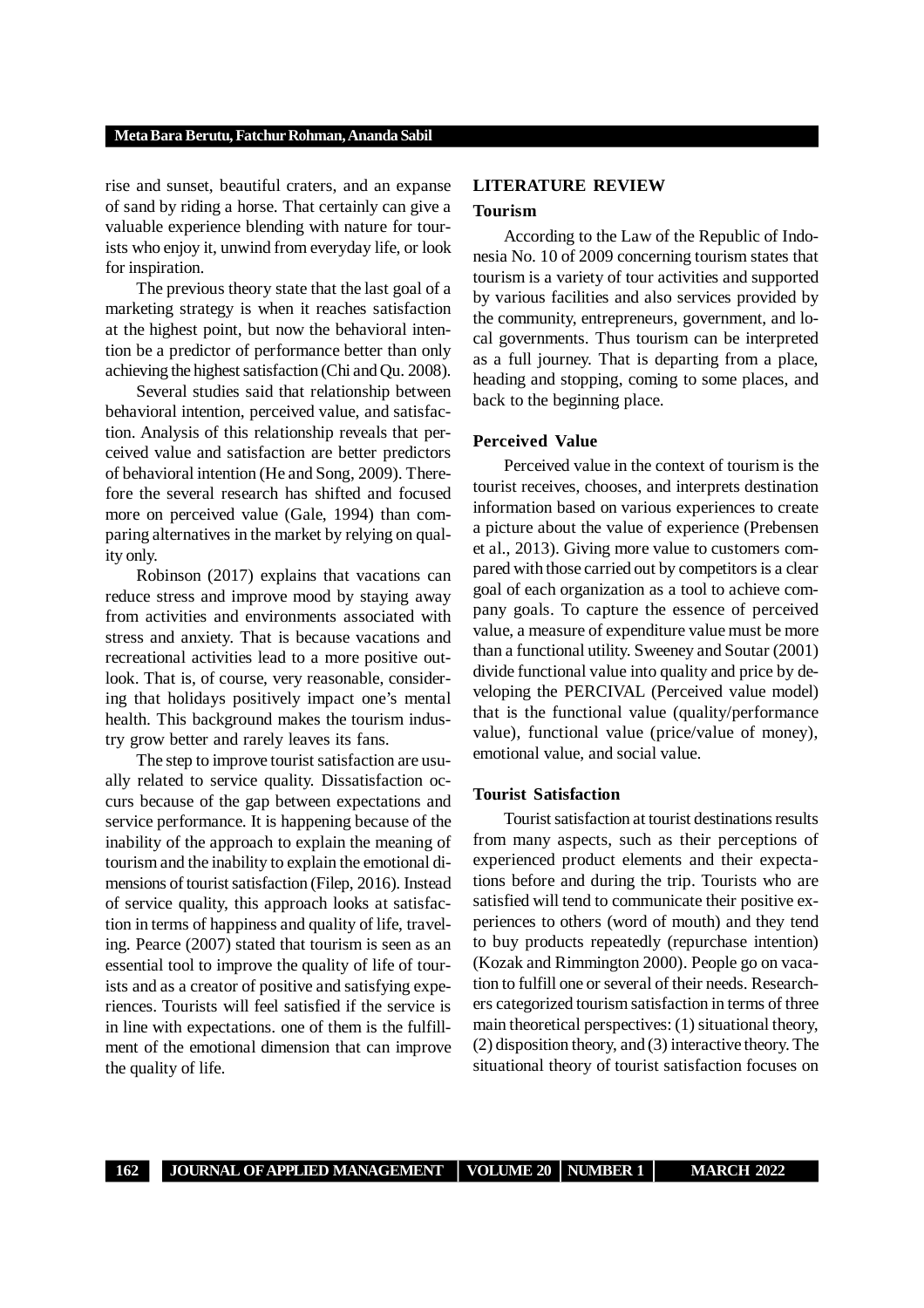rise and sunset, beautiful craters, and an expanse of sand by riding a horse. That certainly can give a valuable experience blending with nature for tourists who enjoy it, unwind from everyday life, or look for inspiration.

The previous theory state that the last goal of a marketing strategy is when it reaches satisfaction at the highest point, but now the behavioral intention be a predictor of performance better than only achieving the highest satisfaction (Chi and Qu. 2008).

Several studies said that relationship between behavioral intention, perceived value, and satisfaction. Analysis of this relationship reveals that perceived value and satisfaction are better predictors of behavioral intention (He and Song, 2009). Therefore the several research has shifted and focused more on perceived value (Gale, 1994) than comparing alternatives in the market by relying on quality only.

Robinson (2017) explains that vacations can reduce stress and improve mood by staying away from activities and environments associated with stress and anxiety. That is because vacations and recreational activities lead to a more positive outlook. That is, of course, very reasonable, considering that holidays positively impact one's mental health. This background makes the tourism industry grow better and rarely leaves its fans.

The step to improve tourist satisfaction are usually related to service quality. Dissatisfaction occurs because of the gap between expectations and service performance. It is happening because of the inability of the approach to explain the meaning of tourism and the inability to explain the emotional dimensions of tourist satisfaction (Filep, 2016). Instead of service quality, this approach looks at satisfaction in terms of happiness and quality of life, traveling. Pearce (2007) stated that tourism is seen as an essential tool to improve the quality of life of tourists and as a creator of positive and satisfying experiences. Tourists will feel satisfied if the service is in line with expectations. one of them is the fulfillment of the emotional dimension that can improve the quality of life.

## LITERATURE REVIEW

### Tourism

According to the Law of the Republic of Indonesia No. 10 of 2009 concerning tourism states that tourism is a variety of tour activities and supported by various facilities and also services provided by the community, entrepreneurs, government, and local governments. Thus tourism can be interpreted as a full journey. That is departing from a place, heading and stopping, coming to some places, and back to the beginning place.

### Perceived Value

Perceived value in the context of tourism is the tourist receives, chooses, and interprets destination information based on various experiences to create a picture about the value of experience (Prebensen et al., 2013). Giving more value to customers compared with those carried out by competitors is a clear goal of each organization as a tool to achieve company goals. To capture the essence of perceived value, a measure of expenditure value must be more than a functional utility. Sweeney and Soutar (2001) divide functional value into quality and price by developing the PERCIVAL (Perceived value model) that is the functional value (quality/performance value), functional value (price/value of money), emotional value, and social value.

### Tourist Satisfaction

Tourist satisfaction at tourist destinations results from many aspects, such as their perceptions of experienced product elements and their expectations before and during the trip. Tourists who are satisfied will tend to communicate their positive experiences to others (word of mouth) and they tend to buy products repeatedly (repurchase intention) (Kozak and Rimmington 2000). People go on vacation to fulfill one or several of their needs. Researchers categorized tourism satisfaction in terms of three main theoretical perspectives: (1) situational theory, (2) disposition theory, and (3) interactive theory. The situational theory of tourist satisfaction focuses on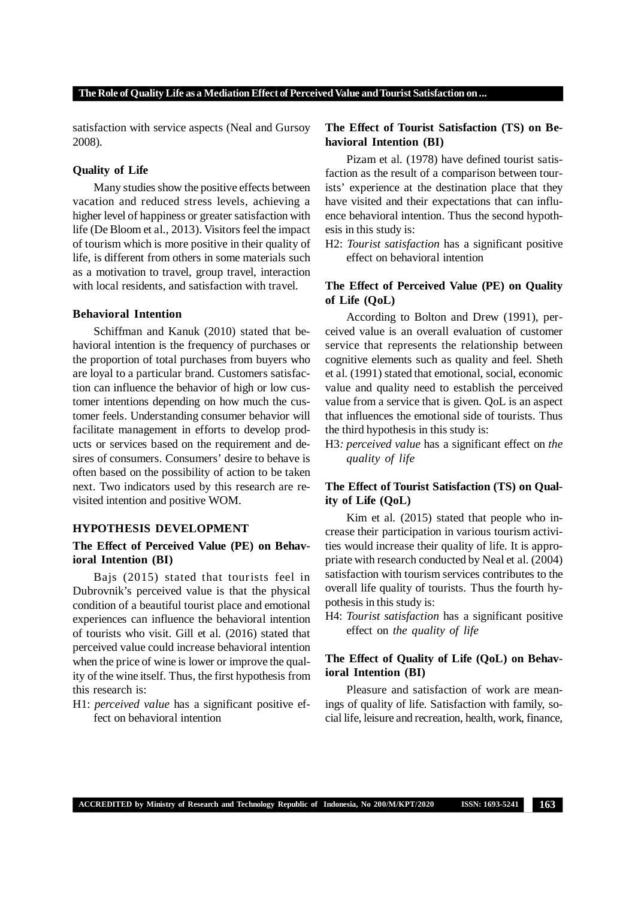satisfaction with service aspects (Neal and Gursoy 2008).

**Quality of Life**

Many studies show the positive effects between vacation and reduced stress levels, achieving a higher level of happiness or greater satisfaction with life (De Bloom et al., 2013). Visitors feel the impact of tourism which is more positive in their quality of life, is different from others in some materials such as a motivation to travel, group travel, interaction with local residents, and satisfaction with travel.

**Behavioral Intention**

Schiffman and Kanuk (2010) stated that behavioral intention is the frequency of purchases or the proportion of total purchases from buyers who are loyal to a particular brand. Customers satisfaction can influence the behavior of high or low customer intentions depending on how much the customer feels. Understanding consumer behavior will facilitate management in efforts to develop products or services based on the requirement and desires of consumers. Consumers' desire to behave is often based on the possibility of action to be taken next. Two indicators used by this research are revisited intention and positive WOM.

## HYPOTHESIS DEVELOPMENT

### The Effect of Perceived Value (PE) on Behavioral Intention (BI)

Bajs (2015) stated that tourists feel in Dubrovnik's perceived value is that the physical condition of a beautiful tourist place and emotional experiences can influence the behavioral intention of tourists who visit. Gill et al. (2016) stated that perceived value could increase behavioral intention when the price of wine is lower or improve the quality of the wine itself. Thus, the first hypothesis from this research is:

H1: *perceived value* has a significant positive effect on behavioral intention

### The Effect of Tourist Satisfaction (TS) on Behavioral Intention (BI)

Pizam et al. (1978) have defined tourist satisfaction as the result of a comparison between tourists' experience at the destination place that they have visited and their expectations that can influence behavioral intention. Thus the second hypothesis in this study is:

H2: *Tourist satisfaction* has a significant positive effect on behavioral intention

### The Effect of Perceived Value (PE) on Quality of Life (QoL)

According to Bolton and Drew (1991), perceived value is an overall evaluation of customer service that represents the relationship between cognitive elements such as quality and feel. Sheth et al. (1991) stated that emotional, social, economic value and quality need to establish the perceived value from a service that is given. QoL is an aspect that influences the emotional side of tourists. Thus the third hypothesis in this study is:

H3*: perceived value* has a significant effect on *the quality of life*

### The Effect of Tourist Satisfaction (TS) on Quality of Life (QoL)

Kim et al. (2015) stated that people who increase their participation in various tourism activities would increase their quality of life. It is appropriate with research conducted by Neal et al. (2004) satisfaction with tourism services contributes to the overall life quality of tourists. Thus the fourth hypothesis in this study is:

H4: *Tourist satisfaction* has a significant positive effect on *the quality of life*

### The Effect of Quality of Life (QoL) on Behavioral Intention (BI)

Pleasure and satisfaction of work are meanings of quality of life. Satisfaction with family, social life, leisure and recreation, health, work, finance,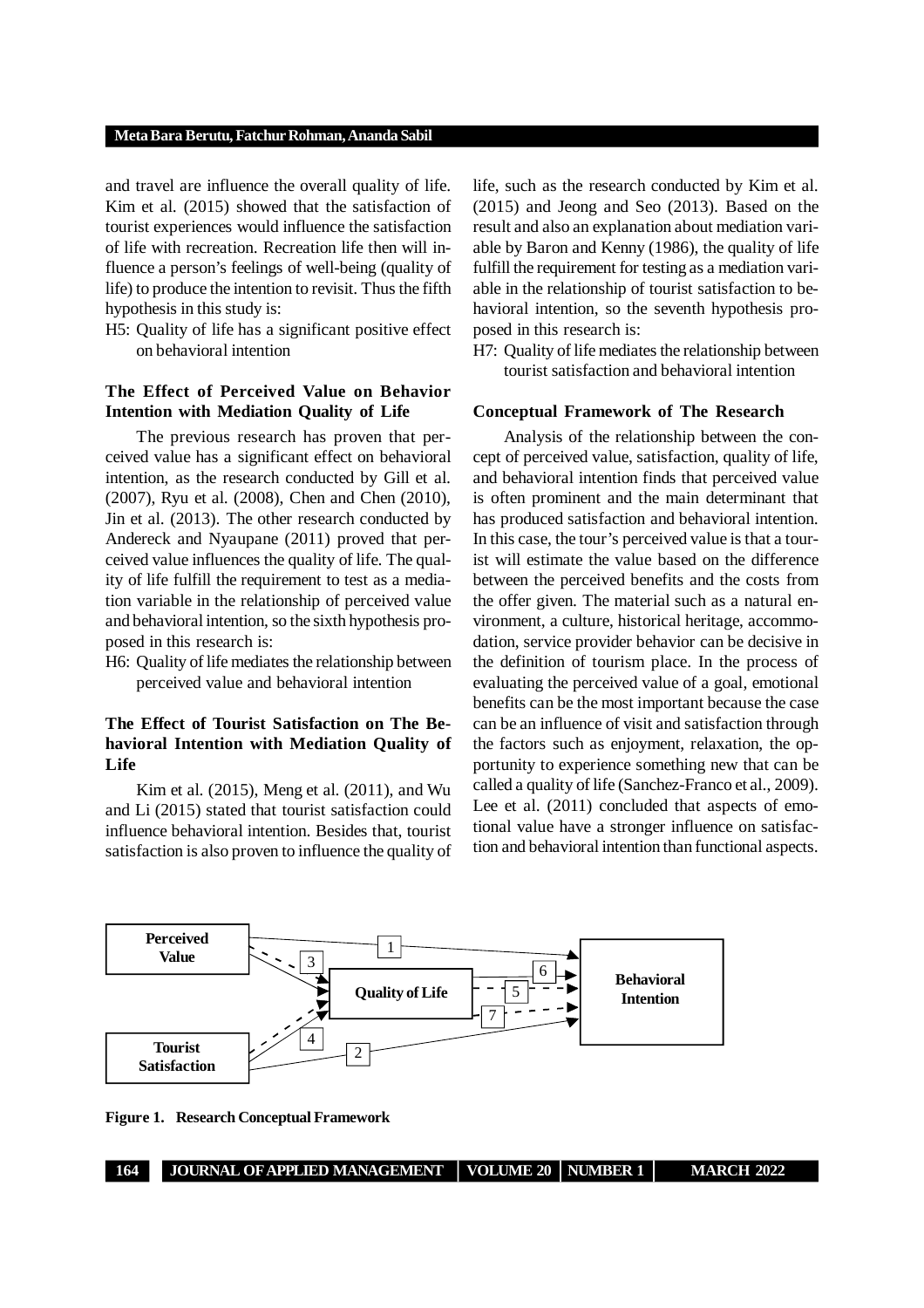and travel are influence the overall quality of life. Kim et al. (2015) showed that the satisfaction of tourist experiences would influence the satisfaction of life with recreation. Recreation life then will influence a person's feelings of well-being (quality of life) to produce the intention to revisit. Thus the fifth hypothesis in this study is:

H5: Quality of life has a significant positive effect on behavioral intention

### The Effect of Perceived Value on Behavior Intention with Mediation Quality of Life

The previous research has proven that perceived value has a significant effect on behavioral intention, as the research conducted by Gill et al. (2007), Ryu et al. (2008), Chen and Chen (2010), Jin et al. (2013). The other research conducted by Andereck and Nyaupane (2011) proved that perceived value influences the quality of life. The quality of life fulfill the requirement to test as a mediation variable in the relationship of perceived value and behavioral intention, so the sixth hypothesis proposed in this research is:

H6: Quality of life mediates the relationship between perceived value and behavioral intention

### The Effect of Tourist Satisfaction on The Behavioral Intention with Mediation Quality of Life

Kim et al. (2015), Meng et al. (2011), and Wu and Li (2015) stated that tourist satisfaction could influence behavioral intention. Besides that, tourist satisfaction is also proven to influence the quality of life, such as the research conducted by Kim et al. (2015) and Jeong and Seo (2013). Based on the result and also an explanation about mediation variable by Baron and Kenny (1986), the quality of life fulfill the requirement for testing as a mediation variable in the relationship of tourist satisfaction to behavioral intention, so the seventh hypothesis proposed in this research is:

H7: Quality of life mediates the relationship between tourist satisfaction and behavioral intention

### Conceptual Framework of The Research

Analysis of the relationship between the concept of perceived value, satisfaction, quality of life, and behavioral intention finds that perceived value is often prominent and the main determinant that has produced satisfaction and behavioral intention. In this case, the tour's perceived value is that a tourist will estimate the value based on the difference between the perceived benefits and the costs from the offer given. The material such as a natural environment, a culture, historical heritage, accommodation, service provider behavior can be decisive in the definition of tourism place. In the process of evaluating the perceived value of a goal, emotional benefits can be the most important because the case can be an influence of visit and satisfaction through the factors such as enjoyment, relaxation, the opportunity to experience something new that can be called a quality of life (Sanchez-Franco et al., 2009). Lee et al. (2011) concluded that aspects of emotional value have a stronger influence on satisfaction and behavioral intention than functional aspects.

**Figure 1. Research Conceptual Framework**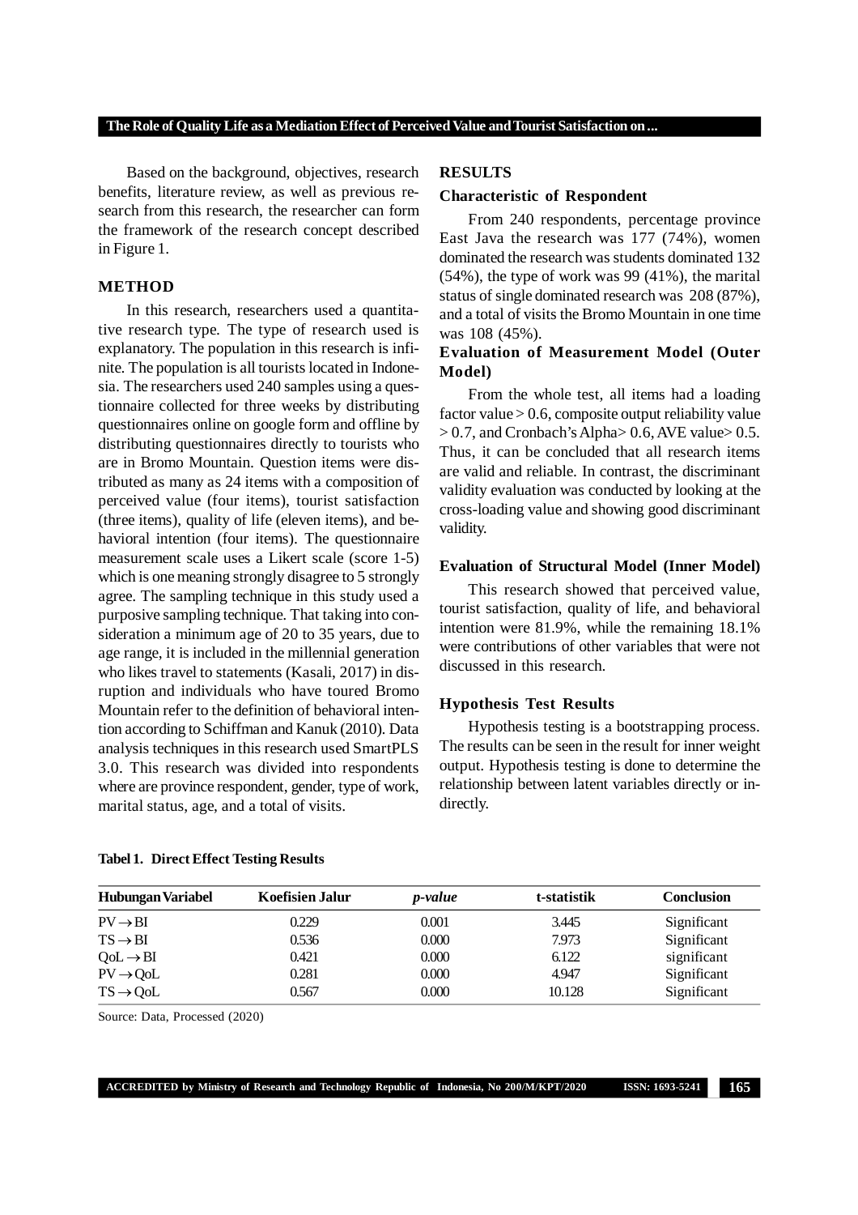Based on the background, objectives, research benefits, literature review, as well as previous research from this research, the researcher can form the framework of the research concept described in Figure 1.

## METHOD

In this research, researchers used a quantitative research type. The type of research used is explanatory. The population in this research is infinite. The population is all tourists located in Indonesia. The researchers used 240 samples using a questionnaire collected for three weeks by distributing questionnaires online on google form and offline by distributing questionnaires directly to tourists who are in Bromo Mountain. Question items were distributed as many as 24 items with a composition of perceived value (four items), tourist satisfaction (three items), quality of life (eleven items), and behavioral intention (four items). The questionnaire measurement scale uses a Likert scale (score 1-5) which is one meaning strongly disagree to 5 strongly agree. The sampling technique in this study used a purposive sampling technique. That taking into consideration a minimum age of 20 to 35 years, due to age range, it is included in the millennial generation who likes travel to statements (Kasali, 2017) in disruption and individuals who have toured Bromo Mountain refer to the definition of behavioral intention according to Schiffman and Kanuk (2010). Data analysis techniques in this research used SmartPLS 3.0. This research was divided into respondents where are province respondent, gender, type of work, marital status, age, and a total of visits.

## RESULTS

### Characteristic of Respondent

From 240 respondents, percentage province East Java the research was 177 (74%), women dominated the research was students dominated 132 (54%), the type of work was 99 (41%), the marital status of single dominated research was 208 (87%), and a total of visits the Bromo Mountain in one time was 108 (45%).

### Evaluation of Measurement Model (Outer Model)

From the whole test, all items had a loading factor value > 0.6, composite output reliability value > 0.7, and Cronbach's Alpha> 0.6, AVE value> 0.5. Thus, it can be concluded that all research items are valid and reliable. In contrast, the discriminant validity evaluation was conducted by looking at the cross-loading value and showing good discriminant validity.

### Evaluation of Structural Model (Inner Model)

This research showed that perceived value, tourist satisfaction, quality of life, and behavioral intention were 81.9%, while the remaining 18.1% were contributions of other variables that were not discussed in this research.

### Hypothesis Test Results

Hypothesis testing is a bootstrapping process. The results can be seen in the result for inner weight output. Hypothesis testing is done to determine the relationship between latent variables directly or indirectly.

**Tabel 1. Direct Effect Testing Results**

| Hubungan Variabel | Koefisien Jalur | *p-value* | t-statistik | Conclusion |
|---|---|---|---|---|
| PV → BI | 0.229 | 0.001 | 3.445 | Significant |
| TS → BI | 0.536 | 0.000 | 7.973 | Significant |
| QoL → BI | 0.421 | 0.000 | 6.122 | significant |
| PV → QoL | 0.281 | 0.000 | 4.947 | Significant |
| TS → QoL | 0.567 | 0.000 | 10.128 | Significant |

Source: Data, Processed (2020)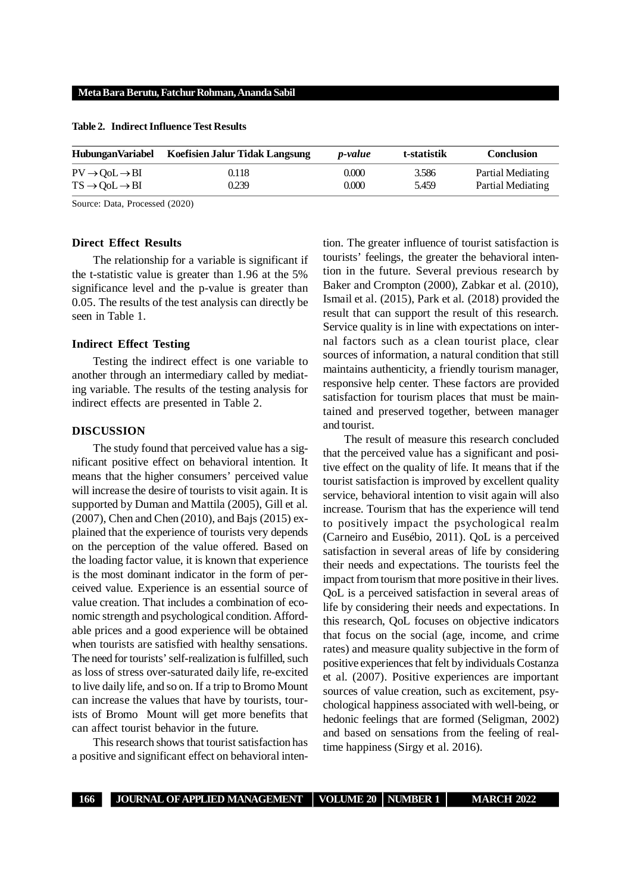**Table 2. Indirect Influence Test Results**

| HubunganVariabel | Koefisien Jalur Tidak Langsung | *p-value* | t-statistik | Conclusion |
|---|---|---|---|---|
| PV → QoL → BI | 0.118 | 0.000 | 3.586 | Partial Mediating |
| TS → QoL → BI | 0.239 | 0.000 | 5.459 | Partial Mediating |

Source: Data, Processed (2020)

### Direct Effect Results

The relationship for a variable is significant if the t-statistic value is greater than 1.96 at the 5% significance level and the p-value is greater than 0.05. The results of the test analysis can directly be seen in Table 1.

### Indirect Effect Testing

Testing the indirect effect is one variable to another through an intermediary called by mediating variable. The results of the testing analysis for indirect effects are presented in Table 2.

## DISCUSSION

The study found that perceived value has a significant positive effect on behavioral intention. It means that the higher consumers' perceived value will increase the desire of tourists to visit again. It is supported by Duman and Mattila (2005), Gill et al. (2007), Chen and Chen (2010), and Bajs (2015) explained that the experience of tourists very depends on the perception of the value offered. Based on the loading factor value, it is known that experience is the most dominant indicator in the form of perceived value. Experience is an essential source of value creation. That includes a combination of economic strength and psychological condition. Affordable prices and a good experience will be obtained when tourists are satisfied with healthy sensations. The need for tourists' self-realization is fulfilled, such as loss of stress over-saturated daily life, re-excited to live daily life, and so on. If a trip to Bromo Mount can increase the values that have by tourists, tourists of Bromo Mount will get more benefits that can affect tourist behavior in the future.

This research shows that tourist satisfaction has a positive and significant effect on behavioral intention. The greater influence of tourist satisfaction is tourists' feelings, the greater the behavioral intention in the future. Several previous research by Baker and Crompton (2000), Zabkar et al. (2010), Ismail et al. (2015), Park et al. (2018) provided the result that can support the result of this research. Service quality is in line with expectations on internal factors such as a clean tourist place, clear sources of information, a natural condition that still maintains authenticity, a friendly tourism manager, responsive help center. These factors are provided satisfaction for tourism places that must be maintained and preserved together, between manager and tourist.

The result of measure this research concluded that the perceived value has a significant and positive effect on the quality of life. It means that if the tourist satisfaction is improved by excellent quality service, behavioral intention to visit again will also increase. Tourism that has the experience will tend to positively impact the psychological realm (Carneiro and Eusébio, 2011). QoL is a perceived satisfaction in several areas of life by considering their needs and expectations. The tourists feel the impact from tourism that more positive in their lives. QoL is a perceived satisfaction in several areas of life by considering their needs and expectations. In this research, QoL focuses on objective indicators that focus on the social (age, income, and crime rates) and measure quality subjective in the form of positive experiences that felt by individuals Costanza et al. (2007). Positive experiences are important sources of value creation, such as excitement, psychological happiness associated with well-being, or hedonic feelings that are formed (Seligman, 2002) and based on sensations from the feeling of real-time happiness (Sirgy et al. 2016).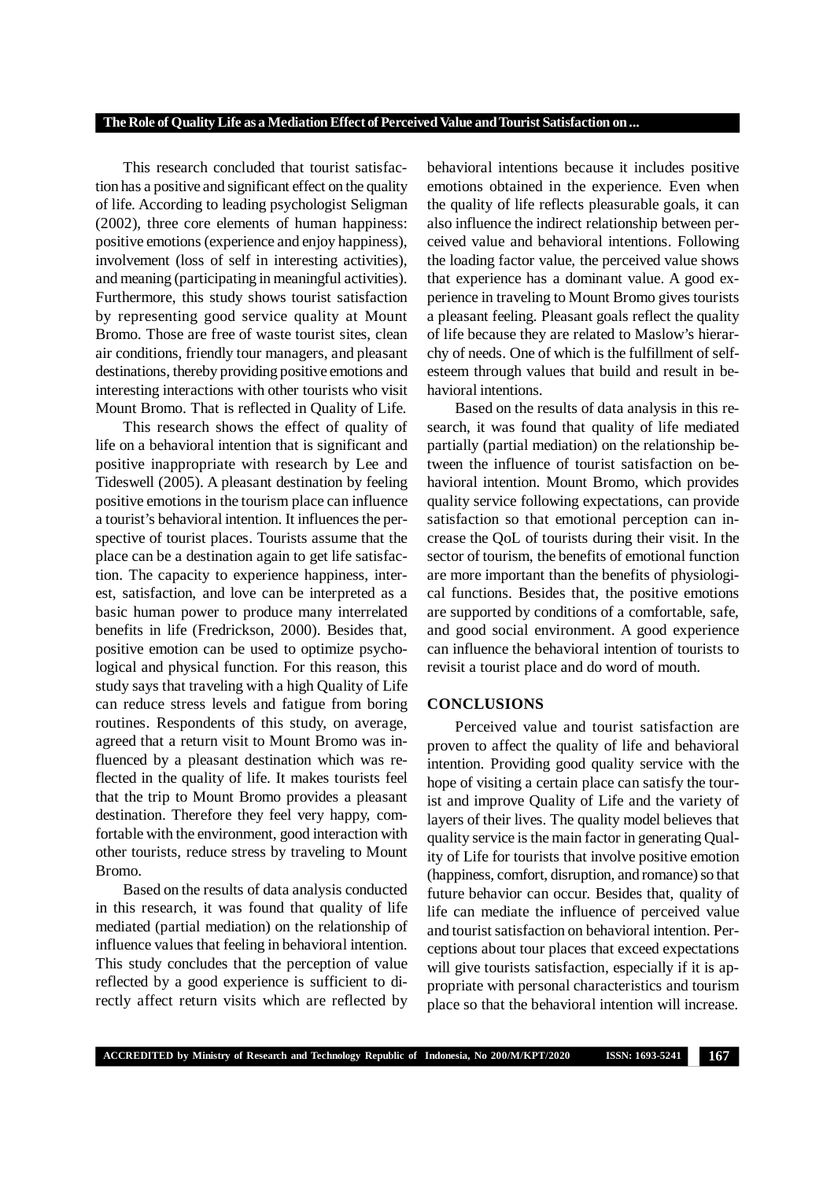This research concluded that tourist satisfaction has a positive and significant effect on the quality of life. According to leading psychologist Seligman (2002), three core elements of human happiness: positive emotions (experience and enjoy happiness), involvement (loss of self in interesting activities), and meaning (participating in meaningful activities). Furthermore, this study shows tourist satisfaction by representing good service quality at Mount Bromo. Those are free of waste tourist sites, clean air conditions, friendly tour managers, and pleasant destinations, thereby providing positive emotions and interesting interactions with other tourists who visit Mount Bromo. That is reflected in Quality of Life.

This research shows the effect of quality of life on a behavioral intention that is significant and positive inappropriate with research by Lee and Tideswell (2005). A pleasant destination by feeling positive emotions in the tourism place can influence a tourist's behavioral intention. It influences the perspective of tourist places. Tourists assume that the place can be a destination again to get life satisfaction. The capacity to experience happiness, interest, satisfaction, and love can be interpreted as a basic human power to produce many interrelated benefits in life (Fredrickson, 2000). Besides that, positive emotion can be used to optimize psychological and physical function. For this reason, this study says that traveling with a high Quality of Life can reduce stress levels and fatigue from boring routines. Respondents of this study, on average, agreed that a return visit to Mount Bromo was influenced by a pleasant destination which was reflected in the quality of life. It makes tourists feel that the trip to Mount Bromo provides a pleasant destination. Therefore they feel very happy, comfortable with the environment, good interaction with other tourists, reduce stress by traveling to Mount Bromo.

Based on the results of data analysis conducted in this research, it was found that quality of life mediated (partial mediation) on the relationship of influence values that feeling in behavioral intention. This study concludes that the perception of value reflected by a good experience is sufficient to directly affect return visits which are reflected by behavioral intentions because it includes positive emotions obtained in the experience. Even when the quality of life reflects pleasurable goals, it can also influence the indirect relationship between perceived value and behavioral intentions. Following the loading factor value, the perceived value shows that experience has a dominant value. A good experience in traveling to Mount Bromo gives tourists a pleasant feeling. Pleasant goals reflect the quality of life because they are related to Maslow's hierarchy of needs. One of which is the fulfillment of self-esteem through values that build and result in behavioral intentions.

Based on the results of data analysis in this research, it was found that quality of life mediated partially (partial mediation) on the relationship between the influence of tourist satisfaction on behavioral intention. Mount Bromo, which provides quality service following expectations, can provide satisfaction so that emotional perception can increase the QoL of tourists during their visit. In the sector of tourism, the benefits of emotional function are more important than the benefits of physiological functions. Besides that, the positive emotions are supported by conditions of a comfortable, safe, and good social environment. A good experience can influence the behavioral intention of tourists to revisit a tourist place and do word of mouth.

## CONCLUSIONS

Perceived value and tourist satisfaction are proven to affect the quality of life and behavioral intention. Providing good quality service with the hope of visiting a certain place can satisfy the tourist and improve Quality of Life and the variety of layers of their lives. The quality model believes that quality service is the main factor in generating Quality of Life for tourists that involve positive emotion (happiness, comfort, disruption, and romance) so that future behavior can occur. Besides that, quality of life can mediate the influence of perceived value and tourist satisfaction on behavioral intention. Perceptions about tour places that exceed expectations will give tourists satisfaction, especially if it is appropriate with personal characteristics and tourism place so that the behavioral intention will increase.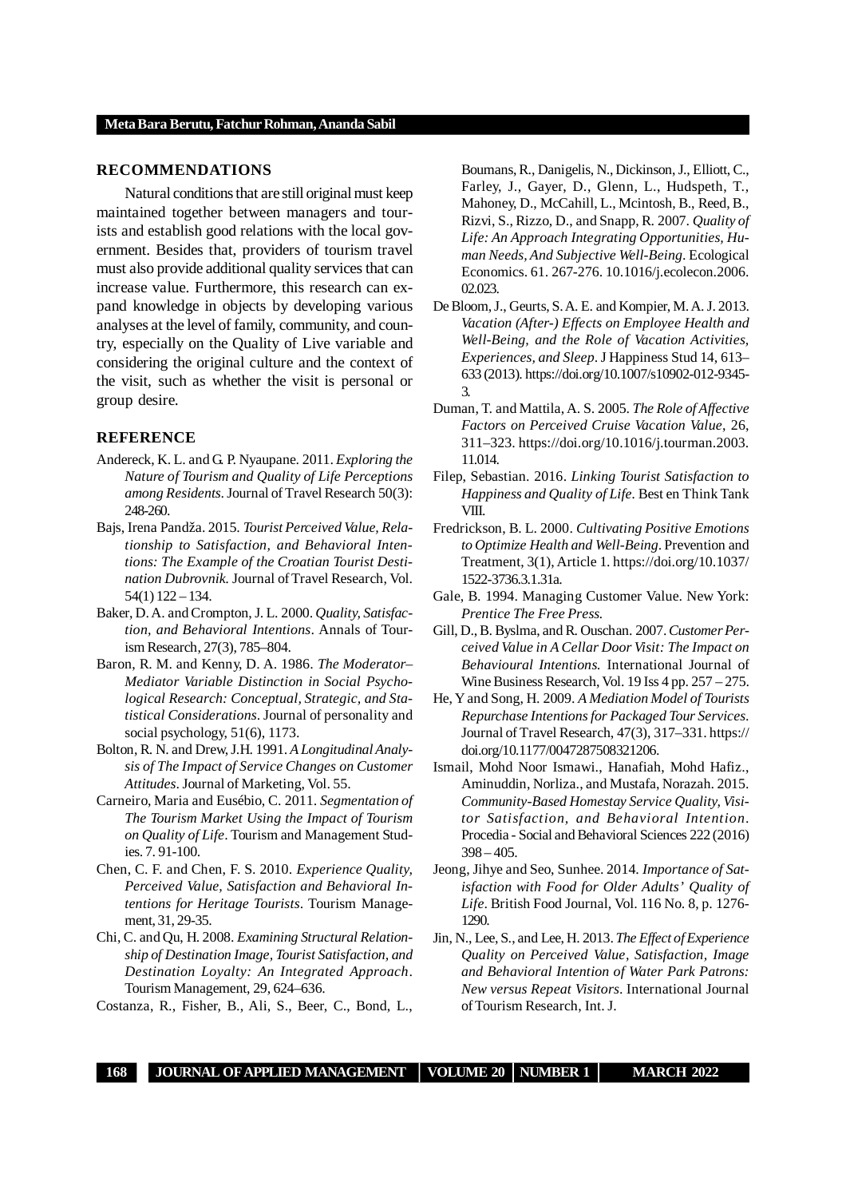## RECOMMENDATIONS

Natural conditions that are still original must keep maintained together between managers and tourists and establish good relations with the local government. Besides that, providers of tourism travel must also provide additional quality services that can increase value. Furthermore, this research can expand knowledge in objects by developing various analyses at the level of family, community, and country, especially on the Quality of Live variable and considering the original culture and the context of the visit, such as whether the visit is personal or group desire.

## REFERENCE

Andereck, K. L. and G. P. Nyaupane. 2011. *Exploring the Nature of Tourism and Quality of Life Perceptions among Residents*. Journal of Travel Research 50(3): 248-260.

Bajs, Irena Pandža. 2015. *Tourist Perceived Value, Relationship to Satisfaction, and Behavioral Intentions: The Example of the Croatian Tourist Destination Dubrovnik*. Journal of Travel Research, Vol. 54(1) 122 – 134.

Baker, D. A. and Crompton, J. L. 2000. *Quality, Satisfaction, and Behavioral Intentions*. Annals of Tourism Research, 27(3), 785–804.

Baron, R. M. and Kenny, D. A. 1986. *The Moderator–Mediator Variable Distinction in Social Psychological Research: Conceptual, Strategic, and Statistical Considerations*. Journal of personality and social psychology, 51(6), 1173.

Bolton, R. N. and Drew, J.H. 1991. *A Longitudinal Analysis of The Impact of Service Changes on Customer Attitudes*. Journal of Marketing, Vol. 55.

Carneiro, Maria and Eusébio, C. 2011. *Segmentation of The Tourism Market Using the Impact of Tourism on Quality of Life*. Tourism and Management Studies. 7. 91-100.

Chen, C. F. and Chen, F. S. 2010. *Experience Quality, Perceived Value, Satisfaction and Behavioral Intentions for Heritage Tourists*. Tourism Management, 31, 29-35.

Chi, C. and Qu, H. 2008. *Examining Structural Relationship of Destination Image, Tourist Satisfaction, and Destination Loyalty: An Integrated Approach*. Tourism Management, 29, 624–636.

Costanza, R., Fisher, B., Ali, S., Beer, C., Bond, L., Boumans, R., Danigelis, N., Dickinson, J., Elliott, C., Farley, J., Gayer, D., Glenn, L., Hudspeth, T., Mahoney, D., McCahill, L., Mcintosh, B., Reed, B., Rizvi, S., Rizzo, D., and Snapp, R. 2007. *Quality of Life: An Approach Integrating Opportunities, Human Needs, And Subjective Well-Being*. Ecological Economics. 61. 267-276. 10.1016/j.ecolecon.2006.02.023.

De Bloom, J., Geurts, S. A. E. and Kompier, M. A. J. 2013. *Vacation (After-) Effects on Employee Health and Well-Being, and the Role of Vacation Activities, Experiences, and Sleep*. J Happiness Stud 14, 613–633 (2013). https://doi.org/10.1007/s10902-012-9345-3.

Duman, T. and Mattila, A. S. 2005. *The Role of Affective Factors on Perceived Cruise Vacation Value*, 26, 311–323. https://doi.org/10.1016/j.tourman.2003.11.014.

Filep, Sebastian. 2016. *Linking Tourist Satisfaction to Happiness and Quality of Life*. Best en Think Tank VIII.

Fredrickson, B. L. 2000. *Cultivating Positive Emotions to Optimize Health and Well-Being*. Prevention and Treatment, 3(1), Article 1. https://doi.org/10.1037/1522-3736.3.1.31a.

Gale, B. 1994. Managing Customer Value. New York: *Prentice The Free Press*.

Gill, D., B. Byslma, and R. Ouschan. 2007. *Customer Perceived Value in A Cellar Door Visit: The Impact on Behavioural Intentions*. International Journal of Wine Business Research, Vol. 19 Iss 4 pp. 257 – 275.

He, Y and Song, H. 2009. *A Mediation Model of Tourists Repurchase Intentions for Packaged Tour Services*. Journal of Travel Research, 47(3), 317–331. https://doi.org/10.1177/0047287508321206.

Ismail, Mohd Noor Ismawi., Hanafiah, Mohd Hafiz., Aminuddin, Norliza., and Mustafa, Norazah. 2015. *Community-Based Homestay Service Quality, Visitor Satisfaction, and Behavioral Intention*. Procedia - Social and Behavioral Sciences 222 (2016) 398 – 405.

Jeong, Jihye and Seo, Sunhee. 2014. *Importance of Satisfaction with Food for Older Adults' Quality of Life*. British Food Journal, Vol. 116 No. 8, p. 1276-1290.

Jin, N., Lee, S., and Lee, H. 2013. *The Effect of Experience Quality on Perceived Value, Satisfaction, Image and Behavioral Intention of Water Park Patrons: New versus Repeat Visitors*. International Journal of Tourism Research, Int. J.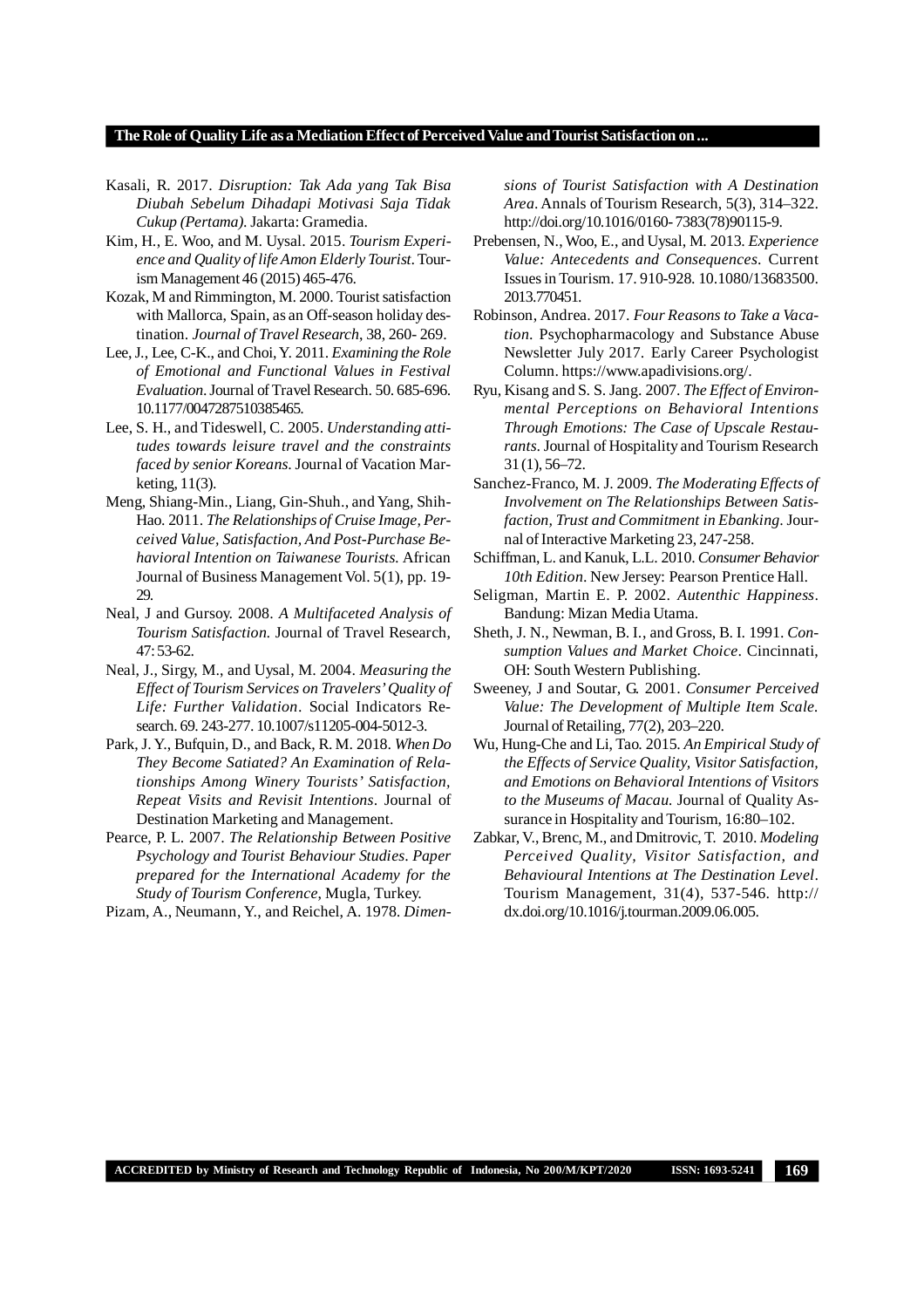Kasali, R. 2017. *Disruption: Tak Ada yang Tak Bisa Diubah Sebelum Dihadapi Motivasi Saja Tidak Cukup (Pertama)*. Jakarta: Gramedia.

Kim, H., E. Woo, and M. Uysal. 2015. *Tourism Experience and Quality of life Amon Elderly Tourist*. Tourism Management 46 (2015) 465-476.

Kozak, M and Rimmington, M. 2000. Tourist satisfaction with Mallorca, Spain, as an Off-season holiday destination. *Journal of Travel Research*, 38, 260- 269.

Lee, J., Lee, C-K., and Choi, Y. 2011. *Examining the Role of Emotional and Functional Values in Festival Evaluation*. Journal of Travel Research. 50. 685-696. 10.1177/0047287510385465.

Lee, S. H., and Tideswell, C. 2005. *Understanding attitudes towards leisure travel and the constraints faced by senior Koreans*. Journal of Vacation Marketing, 11(3).

Meng, Shiang-Min., Liang, Gin-Shuh., and Yang, Shih-Hao. 2011. *The Relationships of Cruise Image, Perceived Value, Satisfaction, And Post-Purchase Behavioral Intention on Taiwanese Tourists*. African Journal of Business Management Vol. 5(1), pp. 19-29.

Neal, J and Gursoy. 2008. *A Multifaceted Analysis of Tourism Satisfaction*. Journal of Travel Research, 47: 53-62.

Neal, J., Sirgy, M., and Uysal, M. 2004. *Measuring the Effect of Tourism Services on Travelers' Quality of Life: Further Validation*. Social Indicators Research. 69. 243-277. 10.1007/s11205-004-5012-3.

Park, J. Y., Bufquin, D., and Back, R. M. 2018. *When Do They Become Satiated? An Examination of Relationships Among Winery Tourists' Satisfaction, Repeat Visits and Revisit Intentions*. Journal of Destination Marketing and Management.

Pearce, P. L. 2007. *The Relationship Between Positive Psychology and Tourist Behaviour Studies. Paper prepared for the International Academy for the Study of Tourism Conference*, Mugla, Turkey.

Pizam, A., Neumann, Y., and Reichel, A. 1978. *Dimensions of Tourist Satisfaction with A Destination Area*. Annals of Tourism Research, 5(3), 314–322. http://doi.org/10.1016/0160- 7383(78)90115-9.

Prebensen, N., Woo, E., and Uysal, M. 2013. *Experience Value: Antecedents and Consequences*. Current Issues in Tourism. 17. 910-928. 10.1080/13683500.2013.770451.

Robinson, Andrea. 2017. *Four Reasons to Take a Vacation*. Psychopharmacology and Substance Abuse Newsletter July 2017. Early Career Psychologist Column. https://www.apadivisions.org/.

Ryu, Kisang and S. S. Jang. 2007. *The Effect of Environmental Perceptions on Behavioral Intentions Through Emotions: The Case of Upscale Restaurants*. Journal of Hospitality and Tourism Research 31 (1), 56–72.

Sanchez-Franco, M. J. 2009. *The Moderating Effects of Involvement on The Relationships Between Satisfaction, Trust and Commitment in Ebanking*. Journal of Interactive Marketing 23, 247-258.

Schiffman, L. and Kanuk, L.L. 2010. *Consumer Behavior 10th Edition*. New Jersey: Pearson Prentice Hall.

Seligman, Martin E. P. 2002. *Autenthic Happiness*. Bandung: Mizan Media Utama.

Sheth, J. N., Newman, B. I., and Gross, B. I. 1991. *Consumption Values and Market Choice*. Cincinnati, OH: South Western Publishing.

Sweeney, J and Soutar, G. 2001. *Consumer Perceived Value: The Development of Multiple Item Scale.* Journal of Retailing, 77(2), 203–220.

Wu, Hung-Che and Li, Tao. 2015. *An Empirical Study of the Effects of Service Quality, Visitor Satisfaction, and Emotions on Behavioral Intentions of Visitors to the Museums of Macau.* Journal of Quality Assurance in Hospitality and Tourism, 16:80–102.

Zabkar, V., Brenc, M., and Dmitrovic, T. 2010. *Modeling Perceived Quality, Visitor Satisfaction, and Behavioural Intentions at The Destination Level*. Tourism Management, 31(4), 537-546. http://dx.doi.org/10.1016/j.tourman.2009.06.005.